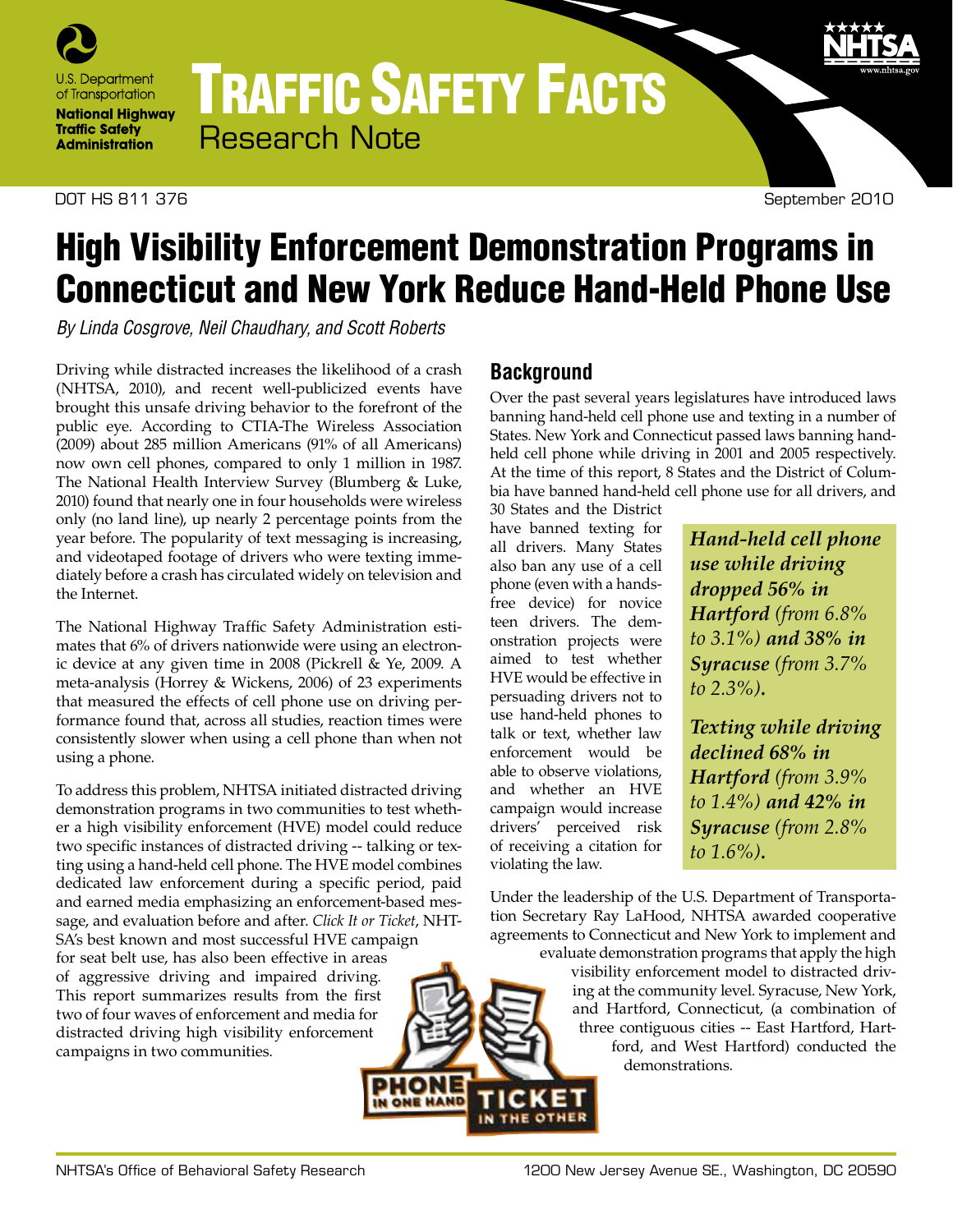U.S. Department of Transportation
National Highway Traffic Safety Administration

# Traffic Safety Facts
Research Note

DOT HS 811 376 September 2010

# High Visibility Enforcement Demonstration Programs in Connecticut and New York Reduce Hand-Held Phone Use

*By Linda Cosgrove, Neil Chaudhary, and Scott Roberts*

Driving while distracted increases the likelihood of a crash (NHTSA, 2010), and recent well-publicized events have brought this unsafe driving behavior to the forefront of the public eye. According to CTIA-The Wireless Association (2009) about 285 million Americans (91% of all Americans) now own cell phones, compared to only 1 million in 1987. The National Health Interview Survey (Blumberg & Luke, 2010) found that nearly one in four households were wireless only (no land line), up nearly 2 percentage points from the year before. The popularity of text messaging is increasing, and videotaped footage of drivers who were texting immediately before a crash has circulated widely on television and the Internet.

The National Highway Traffic Safety Administration estimates that 6% of drivers nationwide were using an electronic device at any given time in 2008 (Pickrell & Ye, 2009. A meta-analysis (Horrey & Wickens, 2006) of 23 experiments that measured the effects of cell phone use on driving performance found that, across all studies, reaction times were consistently slower when using a cell phone than when not using a phone.

To address this problem, NHTSA initiated distracted driving demonstration programs in two communities to test whether a high visibility enforcement (HVE) model could reduce two specific instances of distracted driving -- talking or texting using a hand-held cell phone. The HVE model combines dedicated law enforcement during a specific period, paid and earned media emphasizing an enforcement-based message, and evaluation before and after. *Click It or Ticket*, NHTSA's best known and most successful HVE campaign for seat belt use, has also been effective in areas of aggressive driving and impaired driving. This report summarizes results from the first two of four waves of enforcement and media for distracted driving high visibility enforcement campaigns in two communities.

## Background

Over the past several years legislatures have introduced laws banning hand-held cell phone use and texting in a number of States. New York and Connecticut passed laws banning hand-held cell phone while driving in 2001 and 2005 respectively. At the time of this report, 8 States and the District of Columbia have banned hand-held cell phone use for all drivers, and 30 States and the District have banned texting for all drivers. Many States also ban any use of a cell phone (even with a hands-free device) for novice teen drivers. The demonstration projects were aimed to test whether HVE would be effective in persuading drivers not to use hand-held phones to talk or text, whether law enforcement would be able to observe violations, and whether an HVE campaign would increase drivers' perceived risk of receiving a citation for violating the law.

> ***Hand-held cell phone use while driving dropped 56% in Hartford** (from 6.8% to 3.1%) **and 38% in Syracuse** (from 3.7% to 2.3%).*
>
> ***Texting while driving declined 68% in Hartford** (from 3.9% to 1.4%) **and 42% in Syracuse** (from 2.8% to 1.6%).*

Under the leadership of the U.S. Department of Transportation Secretary Ray LaHood, NHTSA awarded cooperative agreements to Connecticut and New York to implement and evaluate demonstration programs that apply the high visibility enforcement model to distracted driving at the community level. Syracuse, New York, and Hartford, Connecticut, (a combination of three contiguous cities -- East Hartford, Hartford, and West Hartford) conducted the demonstrations.

PHONE IN ONE HAND TICKET IN THE OTHER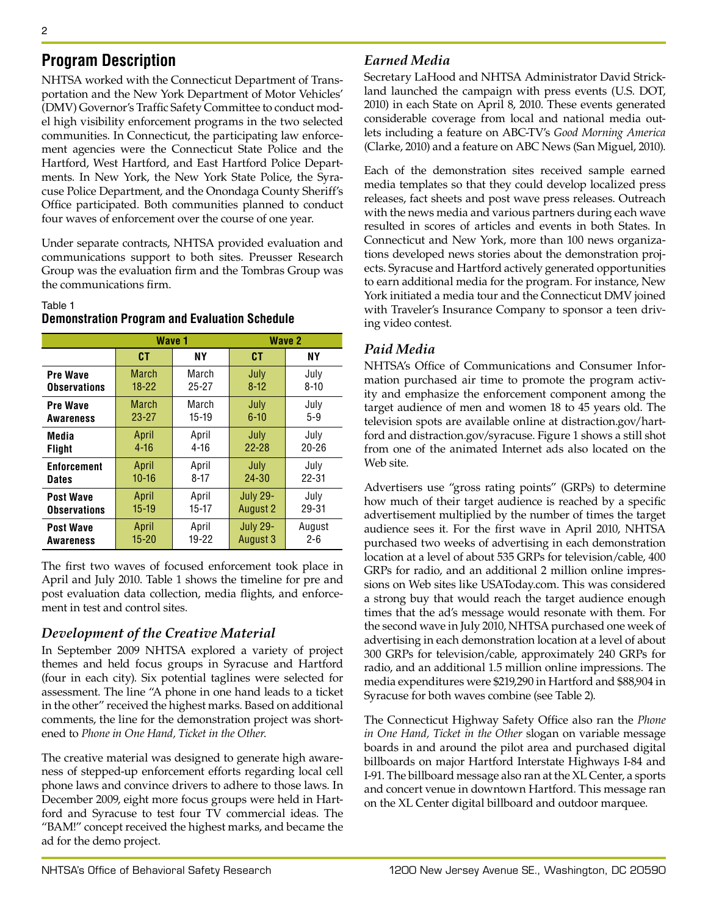## Program Description

NHTSA worked with the Connecticut Department of Transportation and the New York Department of Motor Vehicles' (DMV) Governor's Traffic Safety Committee to conduct model high visibility enforcement programs in the two selected communities. In Connecticut, the participating law enforcement agencies were the Connecticut State Police and the Hartford, West Hartford, and East Hartford Police Departments. In New York, the New York State Police, the Syracuse Police Department, and the Onondaga County Sheriff's Office participated. Both communities planned to conduct four waves of enforcement over the course of one year.

Under separate contracts, NHTSA provided evaluation and communications support to both sites. Preusser Research Group was the evaluation firm and the Tombras Group was the communications firm.

Table 1
**Demonstration Program and Evaluation Schedule**

| | Wave 1 | | Wave 2 | |
|---|---|---|---|---|
| | **CT** | **NY** | **CT** | **NY** |
| **Pre Wave Observations** | March 18-22 | March 25-27 | July 8-12 | July 8-10 |
| **Pre Wave Awareness** | March 23-27 | March 15-19 | July 6-10 | July 5-9 |
| **Media Flight** | April 4-16 | April 4-16 | July 22-28 | July 20-26 |
| **Enforcement Dates** | April 10-16 | April 8-17 | July 24-30 | July 22-31 |
| **Post Wave Observations** | April 15-19 | April 15-17 | July 29-August 2 | July 29-31 |
| **Post Wave Awareness** | April 15-20 | April 19-22 | July 29-August 3 | August 2-6 |

The first two waves of focused enforcement took place in April and July 2010. Table 1 shows the timeline for pre and post evaluation data collection, media flights, and enforcement in test and control sites.

### *Development of the Creative Material*

In September 2009 NHTSA explored a variety of project themes and held focus groups in Syracuse and Hartford (four in each city). Six potential taglines were selected for assessment. The line "A phone in one hand leads to a ticket in the other" received the highest marks. Based on additional comments, the line for the demonstration project was shortened to *Phone in One Hand, Ticket in the Other*.

The creative material was designed to generate high awareness of stepped-up enforcement efforts regarding local cell phone laws and convince drivers to adhere to those laws. In December 2009, eight more focus groups were held in Hartford and Syracuse to test four TV commercial ideas. The "BAM!" concept received the highest marks, and became the ad for the demo project.

### *Earned Media*

Secretary LaHood and NHTSA Administrator David Strickland launched the campaign with press events (U.S. DOT, 2010) in each State on April 8, 2010. These events generated considerable coverage from local and national media outlets including a feature on ABC-TV's *Good Morning America* (Clarke, 2010) and a feature on ABC News (San Miguel, 2010).

Each of the demonstration sites received sample earned media templates so that they could develop localized press releases, fact sheets and post wave press releases. Outreach with the news media and various partners during each wave resulted in scores of articles and events in both States. In Connecticut and New York, more than 100 news organizations developed news stories about the demonstration projects. Syracuse and Hartford actively generated opportunities to earn additional media for the program. For instance, New York initiated a media tour and the Connecticut DMV joined with Traveler's Insurance Company to sponsor a teen driving video contest.

### *Paid Media*

NHTSA's Office of Communications and Consumer Information purchased air time to promote the program activity and emphasize the enforcement component among the target audience of men and women 18 to 45 years old. The television spots are available online at distraction.gov/hartford and distraction.gov/syracuse. Figure 1 shows a still shot from one of the animated Internet ads also located on the Web site.

Advertisers use "gross rating points" (GRPs) to determine how much of their target audience is reached by a specific advertisement multiplied by the number of times the target audience sees it. For the first wave in April 2010, NHTSA purchased two weeks of advertising in each demonstration location at a level of about 535 GRPs for television/cable, 400 GRPs for radio, and an additional 2 million online impressions on Web sites like USAToday.com. This was considered a strong buy that would reach the target audience enough times that the ad's message would resonate with them. For the second wave in July 2010, NHTSA purchased one week of advertising in each demonstration location at a level of about 300 GRPs for television/cable, approximately 240 GRPs for radio, and an additional 1.5 million online impressions. The media expenditures were $219,290 in Hartford and $88,904 in Syracuse for both waves combine (see Table 2).

The Connecticut Highway Safety Office also ran the *Phone in One Hand, Ticket in the Other* slogan on variable message boards in and around the pilot area and purchased digital billboards on major Hartford Interstate Highways I-84 and I-91. The billboard message also ran at the XL Center, a sports and concert venue in downtown Hartford. This message ran on the XL Center digital billboard and outdoor marquee.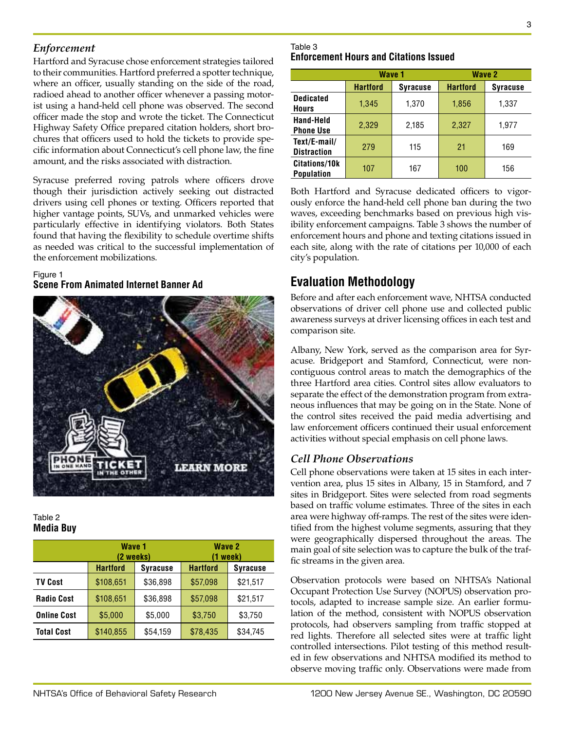### *Enforcement*

Hartford and Syracuse chose enforcement strategies tailored to their communities. Hartford preferred a spotter technique, where an officer, usually standing on the side of the road, radioed ahead to another officer whenever a passing motorist using a hand-held cell phone was observed. The second officer made the stop and wrote the ticket. The Connecticut Highway Safety Office prepared citation holders, short brochures that officers used to hold the tickets to provide specific information about Connecticut's cell phone law, the fine amount, and the risks associated with distraction.

Syracuse preferred roving patrols where officers drove though their jurisdiction actively seeking out distracted drivers using cell phones or texting. Officers reported that higher vantage points, SUVs, and unmarked vehicles were particularly effective in identifying violators. Both States found that having the flexibility to schedule overtime shifts as needed was critical to the successful implementation of the enforcement mobilizations.

Figure 1
**Scene From Animated Internet Banner Ad**

Table 2
**Media Buy**

| | Wave 1 (2 weeks) | | Wave 2 (1 week) | |
|---|---|---|---|---|
| | **Hartford** | **Syracuse** | **Hartford** | **Syracuse** |
| **TV Cost** | $108,651 | $36,898 | $57,098 | $21,517 |
| **Radio Cost** | $108,651 | $36,898 | $57,098 | $21,517 |
| **Online Cost** | $5,000 | $5,000 | $3,750 | $3,750 |
| **Total Cost** | $140,855 | $54,159 | $78,435 | $34,745 |

Table 3
**Enforcement Hours and Citations Issued**

| | Wave 1 | | Wave 2 | |
|---|---|---|---|---|
| | **Hartford** | **Syracuse** | **Hartford** | **Syracuse** |
| **Dedicated Hours** | 1,345 | 1,370 | 1,856 | 1,337 |
| **Hand-Held Phone Use** | 2,329 | 2,185 | 2,327 | 1,977 |
| **Text/E-mail/ Distraction** | 279 | 115 | 21 | 169 |
| **Citations/10k Population** | 107 | 167 | 100 | 156 |

Both Hartford and Syracuse dedicated officers to vigorously enforce the hand-held cell phone ban during the two waves, exceeding benchmarks based on previous high visibility enforcement campaigns. Table 3 shows the number of enforcement hours and phone and texting citations issued in each site, along with the rate of citations per 10,000 of each city's population.

## Evaluation Methodology

Before and after each enforcement wave, NHTSA conducted observations of driver cell phone use and collected public awareness surveys at driver licensing offices in each test and comparison site.

Albany, New York, served as the comparison area for Syracuse. Bridgeport and Stamford, Connecticut, were non-contiguous control areas to match the demographics of the three Hartford area cities. Control sites allow evaluators to separate the effect of the demonstration program from extraneous influences that may be going on in the State. None of the control sites received the paid media advertising and law enforcement officers continued their usual enforcement activities without special emphasis on cell phone laws.

### *Cell Phone Observations*

Cell phone observations were taken at 15 sites in each intervention area, plus 15 sites in Albany, 15 in Stamford, and 7 sites in Bridgeport. Sites were selected from road segments based on traffic volume estimates. Three of the sites in each area were highway off-ramps. The rest of the sites were identified from the highest volume segments, assuring that they were geographically dispersed throughout the areas. The main goal of site selection was to capture the bulk of the traffic streams in the given area.

Observation protocols were based on NHTSA's National Occupant Protection Use Survey (NOPUS) observation protocols, adapted to increase sample size. An earlier formulation of the method, consistent with NOPUS observation protocols, had observers sampling from traffic stopped at red lights. Therefore all selected sites were at traffic light controlled intersections. Pilot testing of this method resulted in few observations and NHTSA modified its method to observe moving traffic only. Observations were made from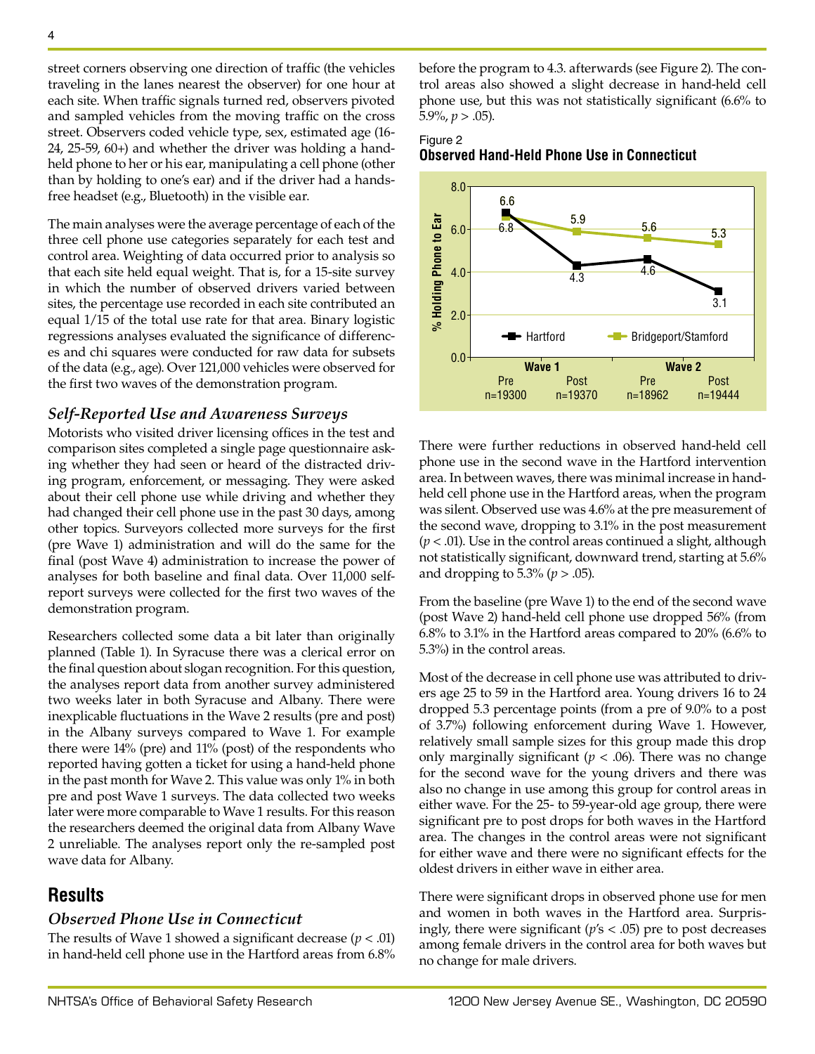street corners observing one direction of traffic (the vehicles traveling in the lanes nearest the observer) for one hour at each site. When traffic signals turned red, observers pivoted and sampled vehicles from the moving traffic on the cross street. Observers coded vehicle type, sex, estimated age (16-24, 25-59, 60+) and whether the driver was holding a hand-held phone to her or his ear, manipulating a cell phone (other than by holding to one's ear) and if the driver had a hands-free headset (e.g., Bluetooth) in the visible ear.

The main analyses were the average percentage of each of the three cell phone use categories separately for each test and control area. Weighting of data occurred prior to analysis so that each site held equal weight. That is, for a 15-site survey in which the number of observed drivers varied between sites, the percentage use recorded in each site contributed an equal 1/15 of the total use rate for that area. Binary logistic regressions analyses evaluated the significance of differences and chi squares were conducted for raw data for subsets of the data (e.g., age). Over 121,000 vehicles were observed for the first two waves of the demonstration program.

### *Self-Reported Use and Awareness Surveys*

Motorists who visited driver licensing offices in the test and comparison sites completed a single page questionnaire asking whether they had seen or heard of the distracted driving program, enforcement, or messaging. They were asked about their cell phone use while driving and whether they had changed their cell phone use in the past 30 days, among other topics. Surveyors collected more surveys for the first (pre Wave 1) administration and will do the same for the final (post Wave 4) administration to increase the power of analyses for both baseline and final data. Over 11,000 self-report surveys were collected for the first two waves of the demonstration program.

Researchers collected some data a bit later than originally planned (Table 1). In Syracuse there was a clerical error on the final question about slogan recognition. For this question, the analyses report data from another survey administered two weeks later in both Syracuse and Albany. There were inexplicable fluctuations in the Wave 2 results (pre and post) in the Albany surveys compared to Wave 1. For example there were 14% (pre) and 11% (post) of the respondents who reported having gotten a ticket for using a hand-held phone in the past month for Wave 2. This value was only 1% in both pre and post Wave 1 surveys. The data collected two weeks later were more comparable to Wave 1 results. For this reason the researchers deemed the original data from Albany Wave 2 unreliable. The analyses report only the re-sampled post wave data for Albany.

## Results

### *Observed Phone Use in Connecticut*

The results of Wave 1 showed a significant decrease ($p < .01$) in hand-held cell phone use in the Hartford areas from 6.8% before the program to 4.3. afterwards (see Figure 2). The control areas also showed a slight decrease in hand-held cell phone use, but this was not statistically significant (6.6% to 5.9%, $p > .05$).

Figure 2
**Observed Hand-Held Phone Use in Connecticut**

| % Holding Phone to Ear | Wave 1 Pre (n=19300) | Wave 1 Post (n=19370) | Wave 2 Pre (n=18962) | Wave 2 Post (n=19444) |
|---|---|---|---|---|
| Hartford | 6.8 | 4.3 | 4.6 | 3.1 |
| Bridgeport/Stamford | 6.6 | 5.9 | 5.6 | 5.3 |

There were further reductions in observed hand-held cell phone use in the second wave in the Hartford intervention area. In between waves, there was minimal increase in hand-held cell phone use in the Hartford areas, when the program was silent. Observed use was 4.6% at the pre measurement of the second wave, dropping to 3.1% in the post measurement ($p < .01$). Use in the control areas continued a slight, although not statistically significant, downward trend, starting at 5.6% and dropping to 5.3% ($p > .05$).

From the baseline (pre Wave 1) to the end of the second wave (post Wave 2) hand-held cell phone use dropped 56% (from 6.8% to 3.1% in the Hartford areas compared to 20% (6.6% to 5.3%) in the control areas.

Most of the decrease in cell phone use was attributed to drivers age 25 to 59 in the Hartford area. Young drivers 16 to 24 dropped 5.3 percentage points (from a pre of 9.0% to a post of 3.7%) following enforcement during Wave 1. However, relatively small sample sizes for this group made this drop only marginally significant ($p < .06$). There was no change for the second wave for the young drivers and there was also no change in use among this group for control areas in either wave. For the 25- to 59-year-old age group, there were significant pre to post drops for both waves in the Hartford area. The changes in the control areas were not significant for either wave and there were no significant effects for the oldest drivers in either wave in either area.

There were significant drops in observed phone use for men and women in both waves in the Hartford area. Surprisingly, there were significant ($p$'s $< .05$) pre to post decreases among female drivers in the control area for both waves but no change for male drivers.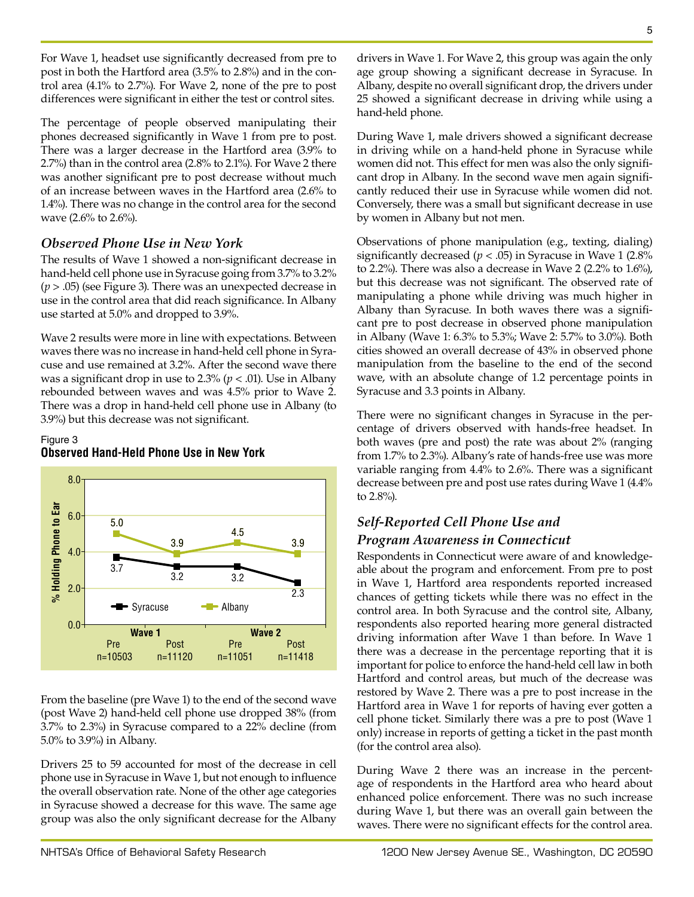For Wave 1, headset use significantly decreased from pre to post in both the Hartford area (3.5% to 2.8%) and in the control area (4.1% to 2.7%). For Wave 2, none of the pre to post differences were significant in either the test or control sites.

The percentage of people observed manipulating their phones decreased significantly in Wave 1 from pre to post. There was a larger decrease in the Hartford area (3.9% to 2.7%) than in the control area (2.8% to 2.1%). For Wave 2 there was another significant pre to post decrease without much of an increase between waves in the Hartford area (2.6% to 1.4%). There was no change in the control area for the second wave (2.6% to 2.6%).

### *Observed Phone Use in New York*

The results of Wave 1 showed a non-significant decrease in hand-held cell phone use in Syracuse going from 3.7% to 3.2% ($p > .05$) (see Figure 3). There was an unexpected decrease in use in the control area that did reach significance. In Albany use started at 5.0% and dropped to 3.9%.

Wave 2 results were more in line with expectations. Between waves there was no increase in hand-held cell phone in Syracuse and use remained at 3.2%. After the second wave there was a significant drop in use to 2.3% ($p < .01$). Use in Albany rebounded between waves and was 4.5% prior to Wave 2. There was a drop in hand-held cell phone use in Albany (to 3.9%) but this decrease was not significant.

Figure 3
**Observed Hand-Held Phone Use in New York**

| | Wave 1 Pre (n=10503) | Wave 1 Post (n=11120) | Wave 2 Pre (n=11051) | Wave 2 Post (n=11418) |
|---|---|---|---|---|
| Syracuse | 3.7 | 3.2 | 3.2 | 2.3 |
| Albany | 5.0 | 3.9 | 4.5 | 3.9 |

From the baseline (pre Wave 1) to the end of the second wave (post Wave 2) hand-held cell phone use dropped 38% (from 3.7% to 2.3%) in Syracuse compared to a 22% decline (from 5.0% to 3.9%) in Albany.

Drivers 25 to 59 accounted for most of the decrease in cell phone use in Syracuse in Wave 1, but not enough to influence the overall observation rate. None of the other age categories in Syracuse showed a decrease for this wave. The same age group was also the only significant decrease for the Albany drivers in Wave 1. For Wave 2, this group was again the only age group showing a significant decrease in Syracuse. In Albany, despite no overall significant drop, the drivers under 25 showed a significant decrease in driving while using a hand-held phone.

During Wave 1, male drivers showed a significant decrease in driving while on a hand-held phone in Syracuse while women did not. This effect for men was also the only significant drop in Albany. In the second wave men again significantly reduced their use in Syracuse while women did not. Conversely, there was a small but significant decrease in use by women in Albany but not men.

Observations of phone manipulation (e.g., texting, dialing) significantly decreased ($p < .05$) in Syracuse in Wave 1 (2.8% to 2.2%). There was also a decrease in Wave 2 (2.2% to 1.6%), but this decrease was not significant. The observed rate of manipulating a phone while driving was much higher in Albany than Syracuse. In both waves there was a significant pre to post decrease in observed phone manipulation in Albany (Wave 1: 6.3% to 5.3%; Wave 2: 5.7% to 3.0%). Both cities showed an overall decrease of 43% in observed phone manipulation from the baseline to the end of the second wave, with an absolute change of 1.2 percentage points in Syracuse and 3.3 points in Albany.

There were no significant changes in Syracuse in the percentage of drivers observed with hands-free headset. In both waves (pre and post) the rate was about 2% (ranging from 1.7% to 2.3%). Albany's rate of hands-free use was more variable ranging from 4.4% to 2.6%. There was a significant decrease between pre and post use rates during Wave 1 (4.4% to 2.8%).

### *Self-Reported Cell Phone Use and Program Awareness in Connecticut*

Respondents in Connecticut were aware of and knowledgeable about the program and enforcement. From pre to post in Wave 1, Hartford area respondents reported increased chances of getting tickets while there was no effect in the control area. In both Syracuse and the control site, Albany, respondents also reported hearing more general distracted driving information after Wave 1 than before. In Wave 1 there was a decrease in the percentage reporting that it is important for police to enforce the hand-held cell law in both Hartford and control areas, but much of the decrease was restored by Wave 2. There was a pre to post increase in the Hartford area in Wave 1 for reports of having ever gotten a cell phone ticket. Similarly there was a pre to post (Wave 1 only) increase in reports of getting a ticket in the past month (for the control area also).

During Wave 2 there was an increase in the percentage of respondents in the Hartford area who heard about enhanced police enforcement. There was no such increase during Wave 1, but there was an overall gain between the waves. There were no significant effects for the control area.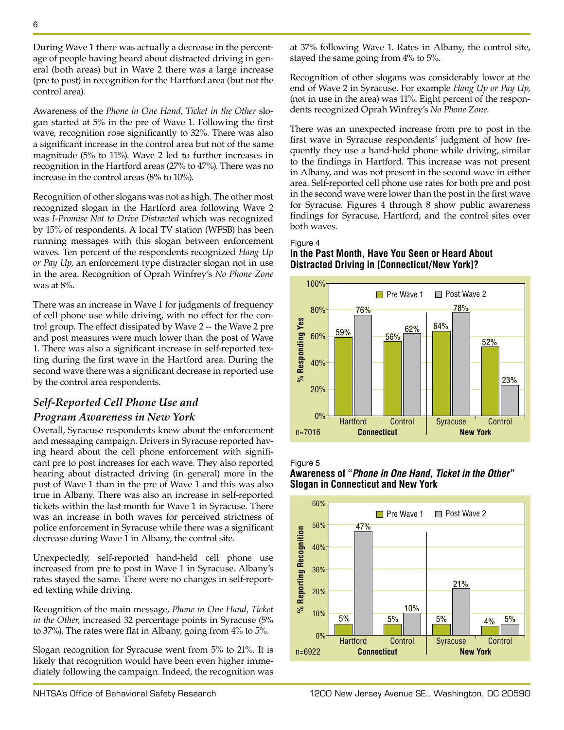During Wave 1 there was actually a decrease in the percentage of people having heard about distracted driving in general (both areas) but in Wave 2 there was a large increase (pre to post) in recognition for the Hartford area (but not the control area).

Awareness of the *Phone in One Hand, Ticket in the Other* slogan started at 5% in the pre of Wave 1. Following the first wave, recognition rose significantly to 32%. There was also a significant increase in the control area but not of the same magnitude (5% to 11%). Wave 2 led to further increases in recognition in the Hartford areas (27% to 47%). There was no increase in the control areas (8% to 10%).

Recognition of other slogans was not as high. The other most recognized slogan in the Hartford area following Wave 2 was *I-Promise Not to Drive Distracted* which was recognized by 15% of respondents. A local TV station (WFSB) has been running messages with this slogan between enforcement waves. Ten percent of the respondents recognized *Hang Up or Pay Up*, an enforcement type distracter slogan not in use in the area. Recognition of Oprah Winfrey's *No Phone Zone* was at 8%.

There was an increase in Wave 1 for judgments of frequency of cell phone use while driving, with no effect for the control group. The effect dissipated by Wave 2 -- the Wave 2 pre and post measures were much lower than the post of Wave 1. There was also a significant increase in self-reported texting during the first wave in the Hartford area. During the second wave there was a significant decrease in reported use by the control area respondents.

### *Self-Reported Cell Phone Use and Program Awareness in New York*

Overall, Syracuse respondents knew about the enforcement and messaging campaign. Drivers in Syracuse reported having heard about the cell phone enforcement with significant pre to post increases for each wave. They also reported hearing about distracted driving (in general) more in the post of Wave 1 than in the pre of Wave 1 and this was also true in Albany. There was also an increase in self-reported tickets within the last month for Wave 1 in Syracuse. There was an increase in both waves for perceived strictness of police enforcement in Syracuse while there was a significant decrease during Wave 1 in Albany, the control site.

Unexpectedly, self-reported hand-held cell phone use increased from pre to post in Wave 1 in Syracuse. Albany's rates stayed the same. There were no changes in self-reported texting while driving.

Recognition of the main message, *Phone in One Hand, Ticket in the Other*, increased 32 percentage points in Syracuse (5% to 37%). The rates were flat in Albany, going from 4% to 5%.

Slogan recognition for Syracuse went from 5% to 21%. It is likely that recognition would have been even higher immediately following the campaign. Indeed, the recognition was at 37% following Wave 1. Rates in Albany, the control site, stayed the same going from 4% to 5%.

Recognition of other slogans was considerably lower at the end of Wave 2 in Syracuse. For example *Hang Up or Pay Up*, (not in use in the area) was 11%. Eight percent of the respondents recognized Oprah Winfrey's *No Phone Zone.*

There was an unexpected increase from pre to post in the first wave in Syracuse respondents' judgment of how frequently they use a hand-held phone while driving, similar to the findings in Hartford. This increase was not present in Albany, and was not present in the second wave in either area. Self-reported cell phone use rates for both pre and post in the second wave were lower than the post in the first wave for Syracuse. Figures 4 through 8 show public awareness findings for Syracuse, Hartford, and the control sites over both waves.

Figure 4

**In the Past Month, Have You Seen or Heard About Distracted Driving in [Connecticut/New York]?**

| % Responding Yes (n=7016) | Pre Wave 1 | Post Wave 2 |
|---|---|---|
| Connecticut – Hartford | 59% | 76% |
| Connecticut – Control | 56% | 62% |
| New York – Syracuse | 64% | 78% |
| New York – Control | 52% | 23% |

Figure 5

**Awareness of "*Phone in One Hand, Ticket in the Other*" Slogan in Connecticut and New York**

| % Reporting Recognition (n=6922) | Pre Wave 1 | Post Wave 2 |
|---|---|---|
| Connecticut – Hartford | 5% | 47% |
| Connecticut – Control | 5% | 10% |
| New York – Syracuse | 5% | 21% |
| New York – Control | 4% | 5% |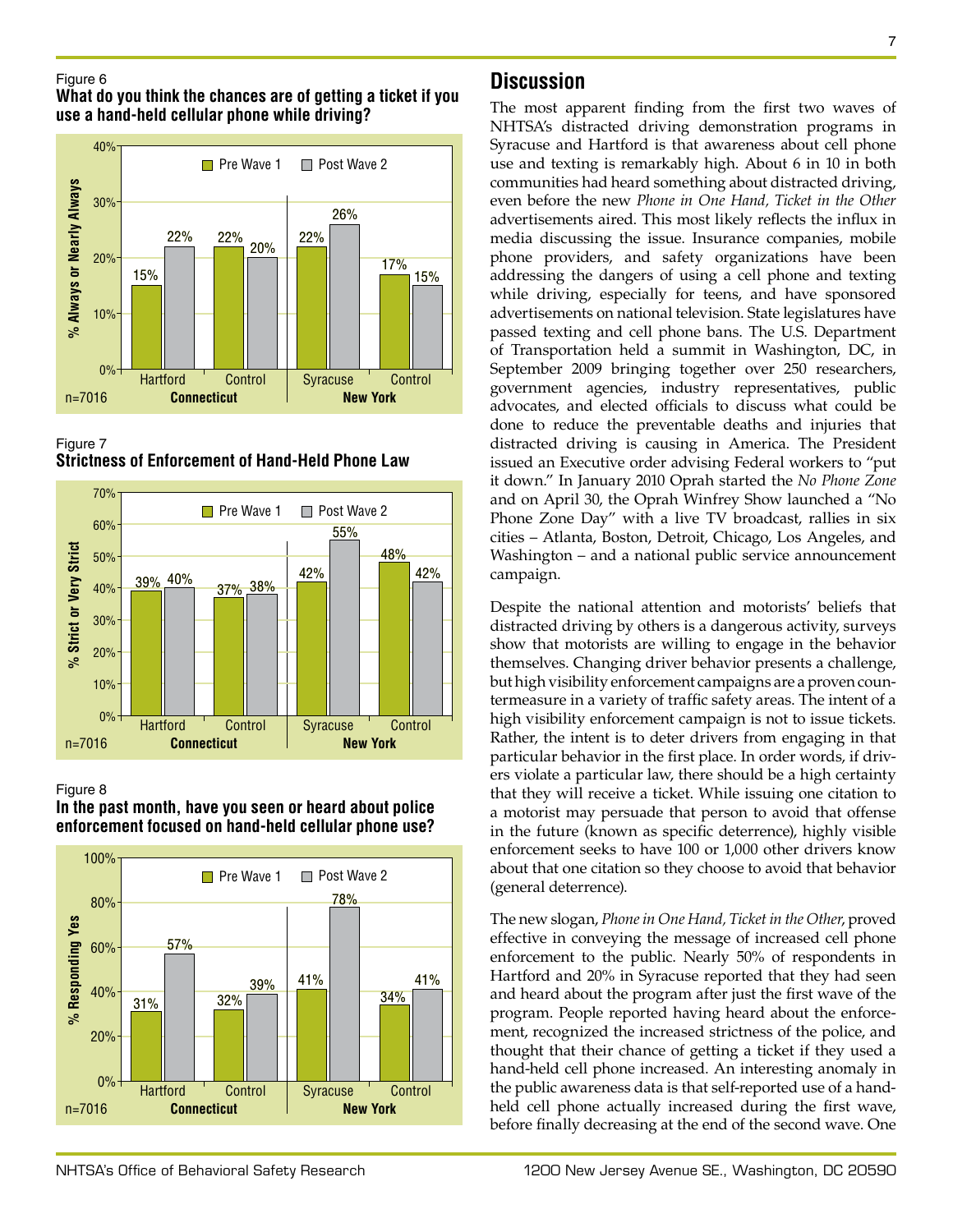Figure 6
**What do you think the chances are of getting a ticket if you use a hand-held cellular phone while driving?**

| % Always or Nearly Always | Pre Wave 1 | Post Wave 2 |
|---|---|---|
| Connecticut – Hartford | 15% | 22% |
| Connecticut – Control | 22% | 20% |
| New York – Syracuse | 22% | 26% |
| New York – Control | 17% | 15% |

n=7016

Figure 7
**Strictness of Enforcement of Hand-Held Phone Law**

| % Strict or Very Strict | Pre Wave 1 | Post Wave 2 |
|---|---|---|
| Connecticut – Hartford | 39% | 40% |
| Connecticut – Control | 37% | 38% |
| New York – Syracuse | 42% | 55% |
| New York – Control | 48% | 42% |

n=7016

Figure 8
**In the past month, have you seen or heard about police enforcement focused on hand-held cellular phone use?**

| % Responding Yes | Pre Wave 1 | Post Wave 2 |
|---|---|---|
| Connecticut – Hartford | 31% | 57% |
| Connecticut – Control | 32% | 39% |
| New York – Syracuse | 41% | 78% |
| New York – Control | 34% | 41% |

n=7016

## Discussion

The most apparent finding from the first two waves of NHTSA's distracted driving demonstration programs in Syracuse and Hartford is that awareness about cell phone use and texting is remarkably high. About 6 in 10 in both communities had heard something about distracted driving, even before the new *Phone in One Hand, Ticket in the Other* advertisements aired. This most likely reflects the influx in media discussing the issue. Insurance companies, mobile phone providers, and safety organizations have been addressing the dangers of using a cell phone and texting while driving, especially for teens, and have sponsored advertisements on national television. State legislatures have passed texting and cell phone bans. The U.S. Department of Transportation held a summit in Washington, DC, in September 2009 bringing together over 250 researchers, government agencies, industry representatives, public advocates, and elected officials to discuss what could be done to reduce the preventable deaths and injuries that distracted driving is causing in America. The President issued an Executive order advising Federal workers to "put it down." In January 2010 Oprah started the *No Phone Zone* and on April 30, the Oprah Winfrey Show launched a "No Phone Zone Day" with a live TV broadcast, rallies in six cities – Atlanta, Boston, Detroit, Chicago, Los Angeles, and Washington – and a national public service announcement campaign.

Despite the national attention and motorists' beliefs that distracted driving by others is a dangerous activity, surveys show that motorists are willing to engage in the behavior themselves. Changing driver behavior presents a challenge, but high visibility enforcement campaigns are a proven countermeasure in a variety of traffic safety areas. The intent of a high visibility enforcement campaign is not to issue tickets. Rather, the intent is to deter drivers from engaging in that particular behavior in the first place. In order words, if drivers violate a particular law, there should be a high certainty that they will receive a ticket. While issuing one citation to a motorist may persuade that person to avoid that offense in the future (known as specific deterrence), highly visible enforcement seeks to have 100 or 1,000 other drivers know about that one citation so they choose to avoid that behavior (general deterrence).

The new slogan, *Phone in One Hand, Ticket in the Other*, proved effective in conveying the message of increased cell phone enforcement to the public. Nearly 50% of respondents in Hartford and 20% in Syracuse reported that they had seen and heard about the program after just the first wave of the program. People reported having heard about the enforcement, recognized the increased strictness of the police, and thought that their chance of getting a ticket if they used a hand-held cell phone increased. An interesting anomaly in the public awareness data is that self-reported use of a hand-held cell phone actually increased during the first wave, before finally decreasing at the end of the second wave. One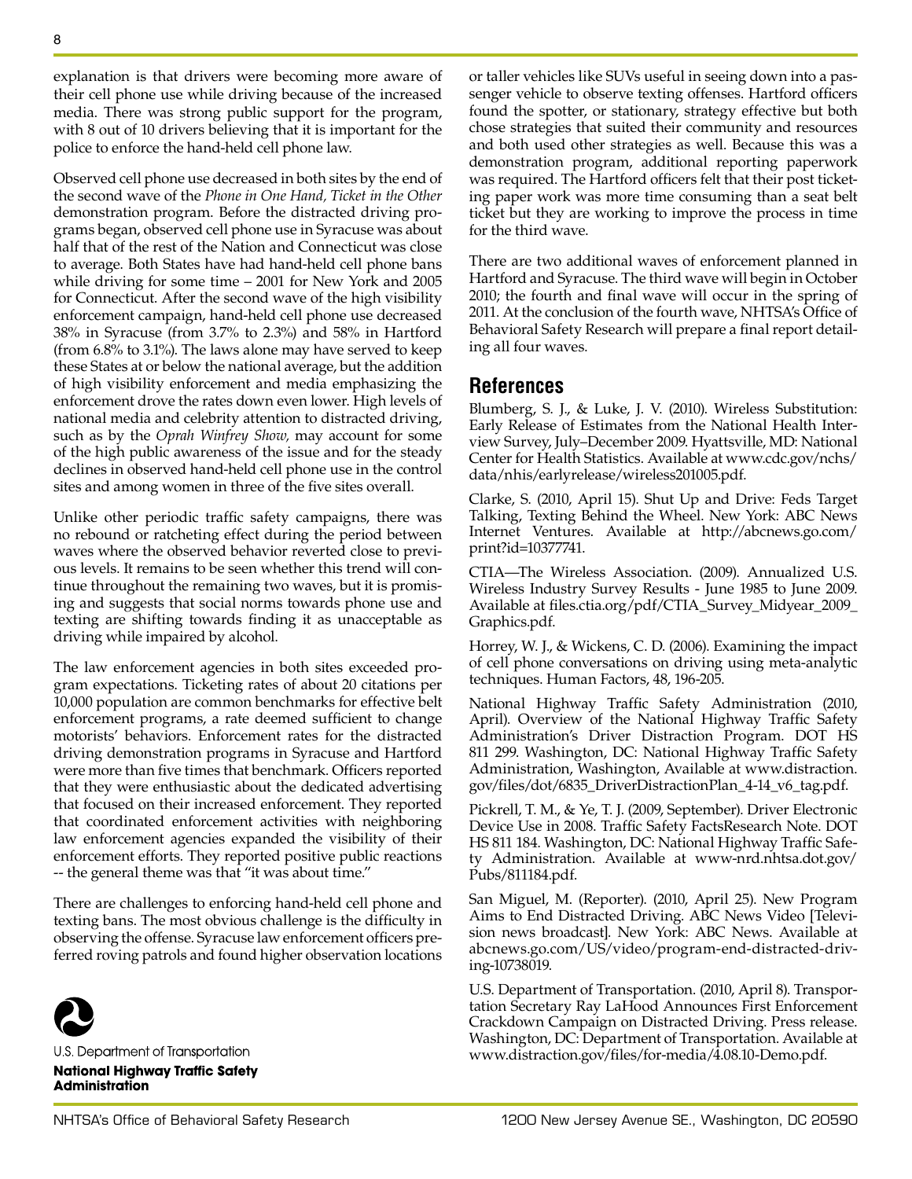explanation is that drivers were becoming more aware of their cell phone use while driving because of the increased media. There was strong public support for the program, with 8 out of 10 drivers believing that it is important for the police to enforce the hand-held cell phone law.

Observed cell phone use decreased in both sites by the end of the second wave of the *Phone in One Hand, Ticket in the Other* demonstration program. Before the distracted driving programs began, observed cell phone use in Syracuse was about half that of the rest of the Nation and Connecticut was close to average. Both States have had hand-held cell phone bans while driving for some time – 2001 for New York and 2005 for Connecticut. After the second wave of the high visibility enforcement campaign, hand-held cell phone use decreased 38% in Syracuse (from 3.7% to 2.3%) and 58% in Hartford (from 6.8% to 3.1%). The laws alone may have served to keep these States at or below the national average, but the addition of high visibility enforcement and media emphasizing the enforcement drove the rates down even lower. High levels of national media and celebrity attention to distracted driving, such as by the *Oprah Winfrey Show,* may account for some of the high public awareness of the issue and for the steady declines in observed hand-held cell phone use in the control sites and among women in three of the five sites overall.

Unlike other periodic traffic safety campaigns, there was no rebound or ratcheting effect during the period between waves where the observed behavior reverted close to previous levels. It remains to be seen whether this trend will continue throughout the remaining two waves, but it is promising and suggests that social norms towards phone use and texting are shifting towards finding it as unacceptable as driving while impaired by alcohol.

The law enforcement agencies in both sites exceeded program expectations. Ticketing rates of about 20 citations per 10,000 population are common benchmarks for effective belt enforcement programs, a rate deemed sufficient to change motorists' behaviors. Enforcement rates for the distracted driving demonstration programs in Syracuse and Hartford were more than five times that benchmark. Officers reported that they were enthusiastic about the dedicated advertising that focused on their increased enforcement. They reported that coordinated enforcement activities with neighboring law enforcement agencies expanded the visibility of their enforcement efforts. They reported positive public reactions -- the general theme was that "it was about time."

There are challenges to enforcing hand-held cell phone and texting bans. The most obvious challenge is the difficulty in observing the offense. Syracuse law enforcement officers preferred roving patrols and found higher observation locations or taller vehicles like SUVs useful in seeing down into a passenger vehicle to observe texting offenses. Hartford officers found the spotter, or stationary, strategy effective but both chose strategies that suited their community and resources and both used other strategies as well. Because this was a demonstration program, additional reporting paperwork was required. The Hartford officers felt that their post ticketing paper work was more time consuming than a seat belt ticket but they are working to improve the process in time for the third wave.

There are two additional waves of enforcement planned in Hartford and Syracuse. The third wave will begin in October 2010; the fourth and final wave will occur in the spring of 2011. At the conclusion of the fourth wave, NHTSA's Office of Behavioral Safety Research will prepare a final report detailing all four waves.

## References

Blumberg, S. J., & Luke, J. V. (2010). Wireless Substitution: Early Release of Estimates from the National Health Interview Survey, July–December 2009. Hyattsville, MD: National Center for Health Statistics. Available at www.cdc.gov/nchs/data/nhis/earlyrelease/wireless201005.pdf.

Clarke, S. (2010, April 15). Shut Up and Drive: Feds Target Talking, Texting Behind the Wheel. New York: ABC News Internet Ventures. Available at http://abcnews.go.com/print?id=10377741.

CTIA—The Wireless Association. (2009). Annualized U.S. Wireless Industry Survey Results - June 1985 to June 2009. Available at files.ctia.org/pdf/CTIA_Survey_Midyear_2009_Graphics.pdf.

Horrey, W. J., & Wickens, C. D. (2006). Examining the impact of cell phone conversations on driving using meta-analytic techniques. Human Factors, 48, 196-205.

National Highway Traffic Safety Administration (2010, April). Overview of the National Highway Traffic Safety Administration's Driver Distraction Program. DOT HS 811 299. Washington, DC: National Highway Traffic Safety Administration, Washington, Available at www.distraction.gov/files/dot/6835_DriverDistractionPlan_4-14_v6_tag.pdf.

Pickrell, T. M., & Ye, T. J. (2009, September). Driver Electronic Device Use in 2008. Traffic Safety FactsResearch Note. DOT HS 811 184. Washington, DC: National Highway Traffic Safety Administration. Available at www-nrd.nhtsa.dot.gov/Pubs/811184.pdf.

San Miguel, M. (Reporter). (2010, April 25). New Program Aims to End Distracted Driving. ABC News Video [Television news broadcast]. New York: ABC News. Available at abcnews.go.com/US/video/program-end-distracted-driving-10738019.

U.S. Department of Transportation. (2010, April 8). Transportation Secretary Ray LaHood Announces First Enforcement Crackdown Campaign on Distracted Driving. Press release. Washington, DC: Department of Transportation. Available at www.distraction.gov/files/for-media/4.08.10-Demo.pdf.

U.S. Department of Transportation

**National Highway Traffic Safety Administration**

NHTSA's Office of Behavioral Safety Research

1200 New Jersey Avenue SE., Washington, DC 20590